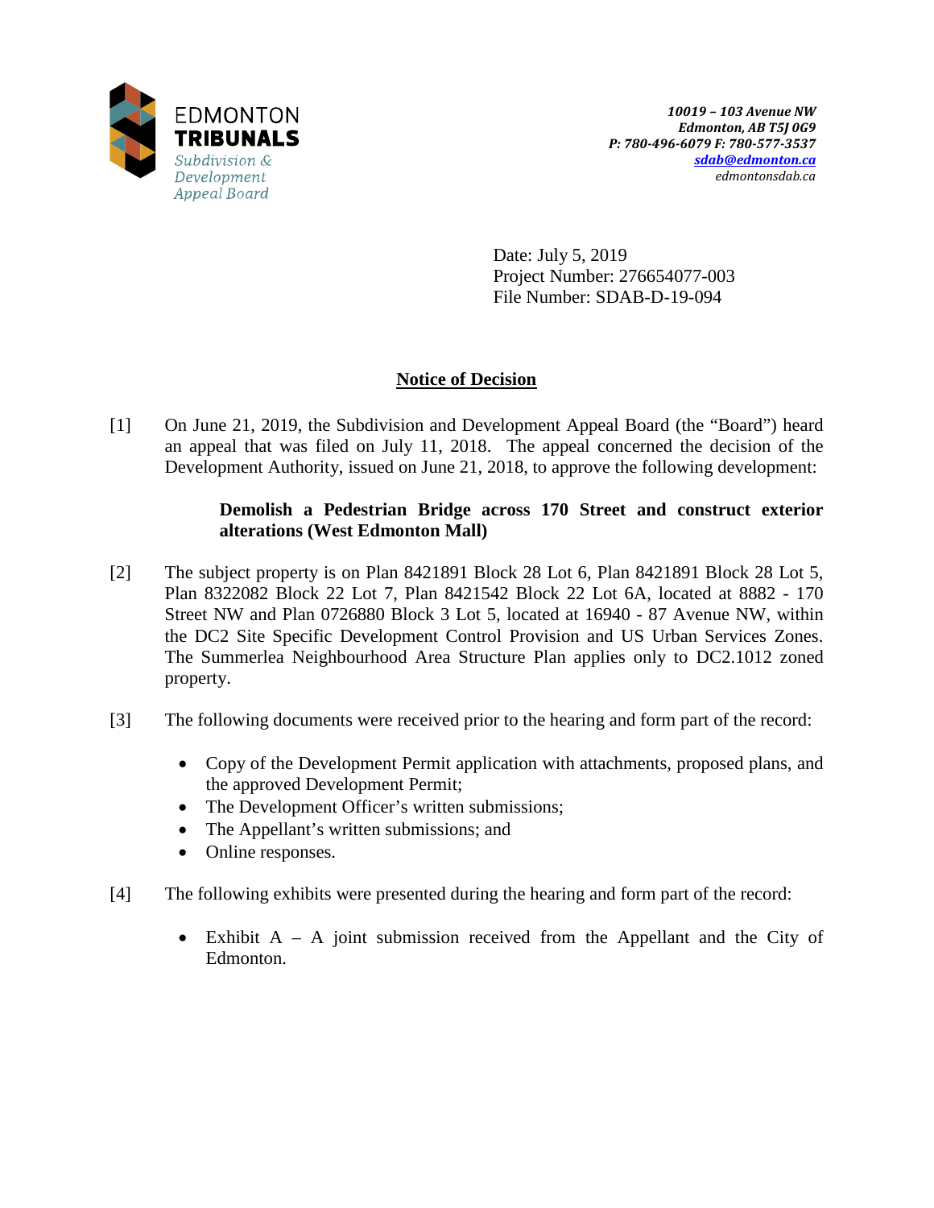EDMONTON
**TRIBUNALS**
*Subdivision & Development Appeal Board*

***10019 – 103 Avenue NW***
***Edmonton, AB T5J 0G9***
***P: 780-496-6079 F: 780-577-3537***
***sdab@edmonton.ca***
*edmontonsdab.ca*

Date: July 5, 2019
Project Number: 276654077-003
File Number: SDAB-D-19-094

## Notice of Decision

[1] On June 21, 2019, the Subdivision and Development Appeal Board (the "Board") heard an appeal that was filed on July 11, 2018. The appeal concerned the decision of the Development Authority, issued on June 21, 2018, to approve the following development:

> **Demolish a Pedestrian Bridge across 170 Street and construct exterior alterations (West Edmonton Mall)**

[2] The subject property is on Plan 8421891 Block 28 Lot 6, Plan 8421891 Block 28 Lot 5, Plan 8322082 Block 22 Lot 7, Plan 8421542 Block 22 Lot 6A, located at 8882 - 170 Street NW and Plan 0726880 Block 3 Lot 5, located at 16940 - 87 Avenue NW, within the DC2 Site Specific Development Control Provision and US Urban Services Zones. The Summerlea Neighbourhood Area Structure Plan applies only to DC2.1012 zoned property.

[3] The following documents were received prior to the hearing and form part of the record:

- Copy of the Development Permit application with attachments, proposed plans, and the approved Development Permit;
- The Development Officer's written submissions;
- The Appellant's written submissions; and
- Online responses.

[4] The following exhibits were presented during the hearing and form part of the record:

- Exhibit A – A joint submission received from the Appellant and the City of Edmonton.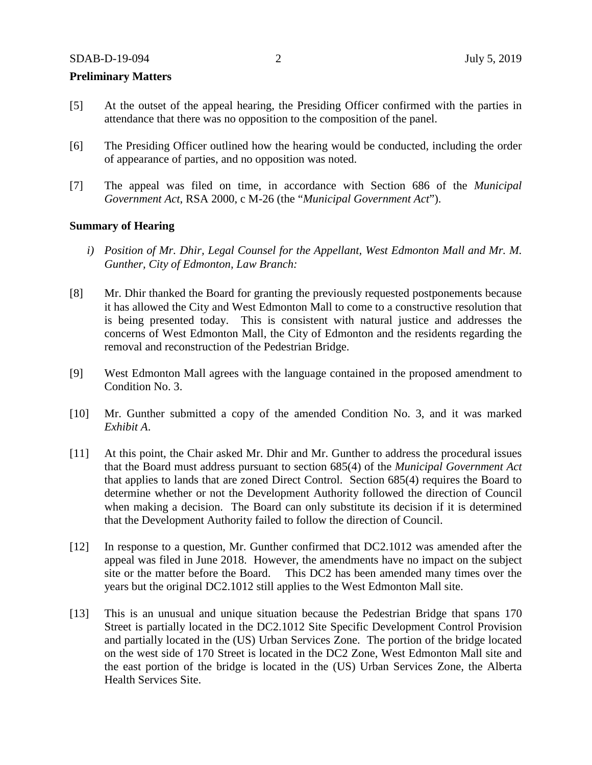**Preliminary Matters**

[5] At the outset of the appeal hearing, the Presiding Officer confirmed with the parties in attendance that there was no opposition to the composition of the panel.

[6] The Presiding Officer outlined how the hearing would be conducted, including the order of appearance of parties, and no opposition was noted.

[7] The appeal was filed on time, in accordance with Section 686 of the *Municipal Government Act*, RSA 2000, c M-26 (the "*Municipal Government Act*").

**Summary of Hearing**

*i) Position of Mr. Dhir, Legal Counsel for the Appellant, West Edmonton Mall and Mr. M. Gunther, City of Edmonton, Law Branch:*

[8] Mr. Dhir thanked the Board for granting the previously requested postponements because it has allowed the City and West Edmonton Mall to come to a constructive resolution that is being presented today. This is consistent with natural justice and addresses the concerns of West Edmonton Mall, the City of Edmonton and the residents regarding the removal and reconstruction of the Pedestrian Bridge.

[9] West Edmonton Mall agrees with the language contained in the proposed amendment to Condition No. 3.

[10] Mr. Gunther submitted a copy of the amended Condition No. 3, and it was marked *Exhibit A*.

[11] At this point, the Chair asked Mr. Dhir and Mr. Gunther to address the procedural issues that the Board must address pursuant to section 685(4) of the *Municipal Government Act* that applies to lands that are zoned Direct Control. Section 685(4) requires the Board to determine whether or not the Development Authority followed the direction of Council when making a decision. The Board can only substitute its decision if it is determined that the Development Authority failed to follow the direction of Council.

[12] In response to a question, Mr. Gunther confirmed that DC2.1012 was amended after the appeal was filed in June 2018. However, the amendments have no impact on the subject site or the matter before the Board. This DC2 has been amended many times over the years but the original DC2.1012 still applies to the West Edmonton Mall site.

[13] This is an unusual and unique situation because the Pedestrian Bridge that spans 170 Street is partially located in the DC2.1012 Site Specific Development Control Provision and partially located in the (US) Urban Services Zone. The portion of the bridge located on the west side of 170 Street is located in the DC2 Zone, West Edmonton Mall site and the east portion of the bridge is located in the (US) Urban Services Zone, the Alberta Health Services Site.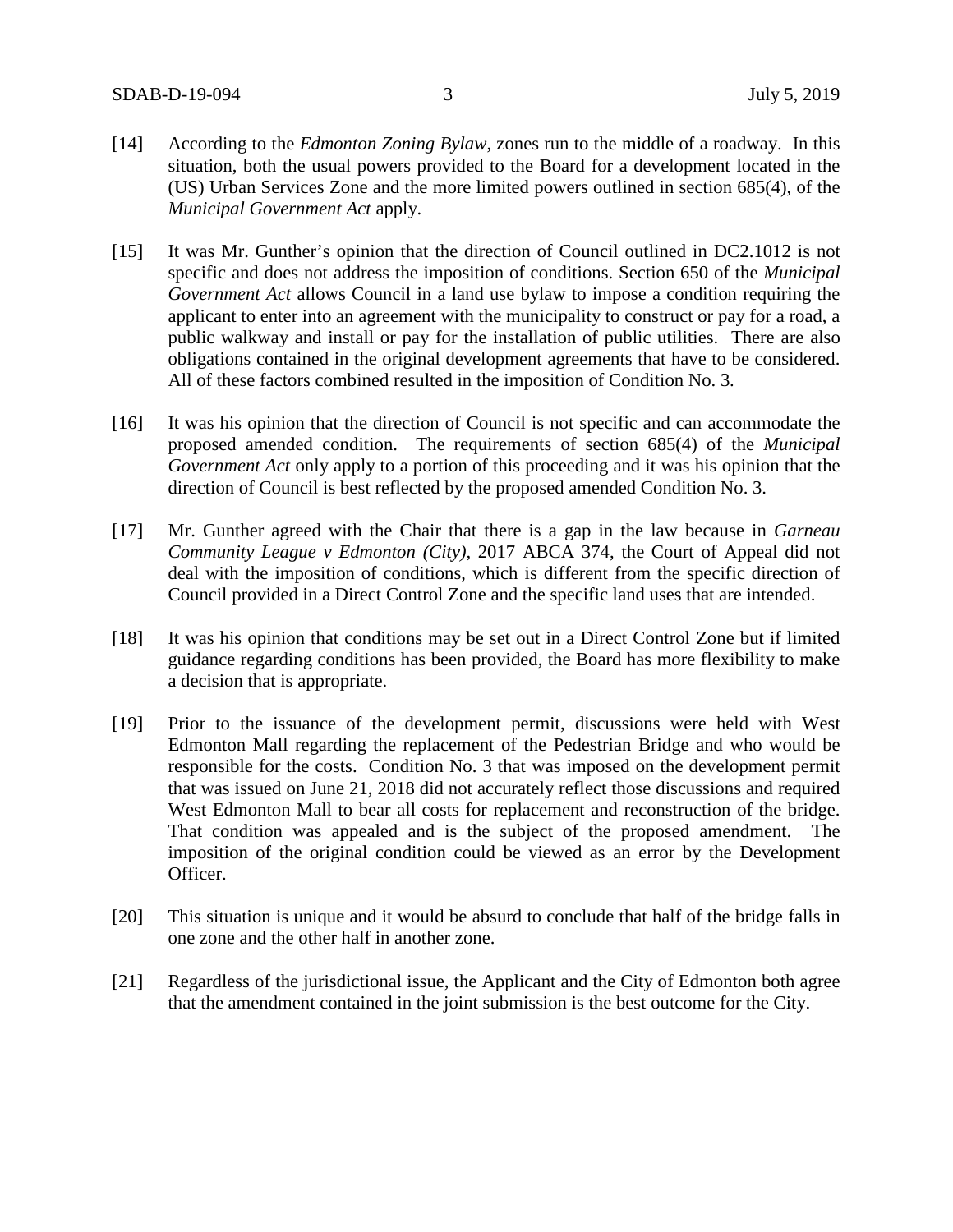[14] According to the *Edmonton Zoning Bylaw*, zones run to the middle of a roadway. In this situation, both the usual powers provided to the Board for a development located in the (US) Urban Services Zone and the more limited powers outlined in section 685(4), of the *Municipal Government Act* apply.

[15] It was Mr. Gunther's opinion that the direction of Council outlined in DC2.1012 is not specific and does not address the imposition of conditions. Section 650 of the *Municipal Government Act* allows Council in a land use bylaw to impose a condition requiring the applicant to enter into an agreement with the municipality to construct or pay for a road, a public walkway and install or pay for the installation of public utilities. There are also obligations contained in the original development agreements that have to be considered. All of these factors combined resulted in the imposition of Condition No. 3.

[16] It was his opinion that the direction of Council is not specific and can accommodate the proposed amended condition. The requirements of section 685(4) of the *Municipal Government Act* only apply to a portion of this proceeding and it was his opinion that the direction of Council is best reflected by the proposed amended Condition No. 3.

[17] Mr. Gunther agreed with the Chair that there is a gap in the law because in *Garneau Community League v Edmonton (City)*, 2017 ABCA 374, the Court of Appeal did not deal with the imposition of conditions, which is different from the specific direction of Council provided in a Direct Control Zone and the specific land uses that are intended.

[18] It was his opinion that conditions may be set out in a Direct Control Zone but if limited guidance regarding conditions has been provided, the Board has more flexibility to make a decision that is appropriate.

[19] Prior to the issuance of the development permit, discussions were held with West Edmonton Mall regarding the replacement of the Pedestrian Bridge and who would be responsible for the costs. Condition No. 3 that was imposed on the development permit that was issued on June 21, 2018 did not accurately reflect those discussions and required West Edmonton Mall to bear all costs for replacement and reconstruction of the bridge. That condition was appealed and is the subject of the proposed amendment. The imposition of the original condition could be viewed as an error by the Development Officer.

[20] This situation is unique and it would be absurd to conclude that half of the bridge falls in one zone and the other half in another zone.

[21] Regardless of the jurisdictional issue, the Applicant and the City of Edmonton both agree that the amendment contained in the joint submission is the best outcome for the City.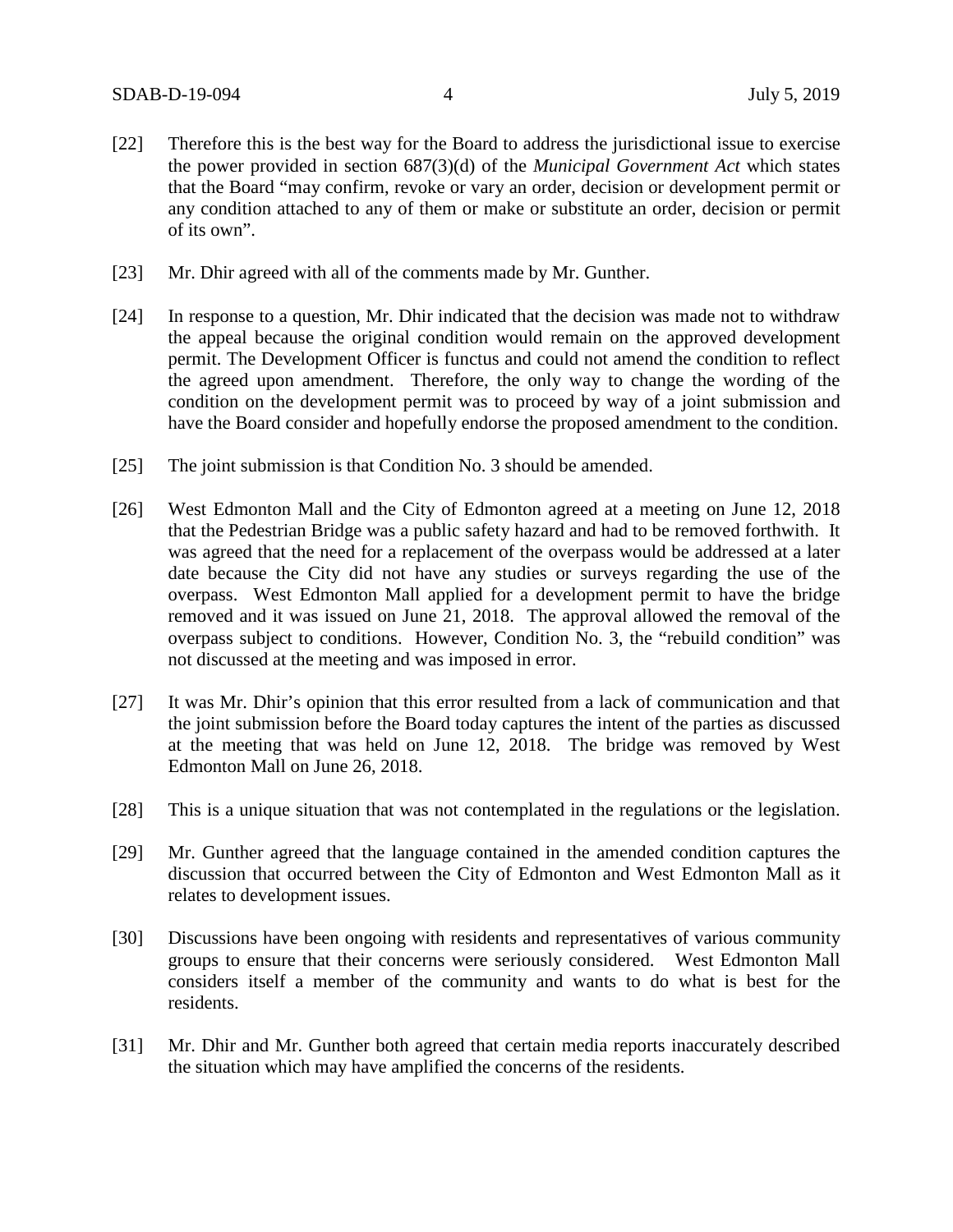[22] Therefore this is the best way for the Board to address the jurisdictional issue to exercise the power provided in section 687(3)(d) of the *Municipal Government Act* which states that the Board "may confirm, revoke or vary an order, decision or development permit or any condition attached to any of them or make or substitute an order, decision or permit of its own".

[23] Mr. Dhir agreed with all of the comments made by Mr. Gunther.

[24] In response to a question, Mr. Dhir indicated that the decision was made not to withdraw the appeal because the original condition would remain on the approved development permit. The Development Officer is functus and could not amend the condition to reflect the agreed upon amendment. Therefore, the only way to change the wording of the condition on the development permit was to proceed by way of a joint submission and have the Board consider and hopefully endorse the proposed amendment to the condition.

[25] The joint submission is that Condition No. 3 should be amended.

[26] West Edmonton Mall and the City of Edmonton agreed at a meeting on June 12, 2018 that the Pedestrian Bridge was a public safety hazard and had to be removed forthwith. It was agreed that the need for a replacement of the overpass would be addressed at a later date because the City did not have any studies or surveys regarding the use of the overpass. West Edmonton Mall applied for a development permit to have the bridge removed and it was issued on June 21, 2018. The approval allowed the removal of the overpass subject to conditions. However, Condition No. 3, the "rebuild condition" was not discussed at the meeting and was imposed in error.

[27] It was Mr. Dhir's opinion that this error resulted from a lack of communication and that the joint submission before the Board today captures the intent of the parties as discussed at the meeting that was held on June 12, 2018. The bridge was removed by West Edmonton Mall on June 26, 2018.

[28] This is a unique situation that was not contemplated in the regulations or the legislation.

[29] Mr. Gunther agreed that the language contained in the amended condition captures the discussion that occurred between the City of Edmonton and West Edmonton Mall as it relates to development issues.

[30] Discussions have been ongoing with residents and representatives of various community groups to ensure that their concerns were seriously considered. West Edmonton Mall considers itself a member of the community and wants to do what is best for the residents.

[31] Mr. Dhir and Mr. Gunther both agreed that certain media reports inaccurately described the situation which may have amplified the concerns of the residents.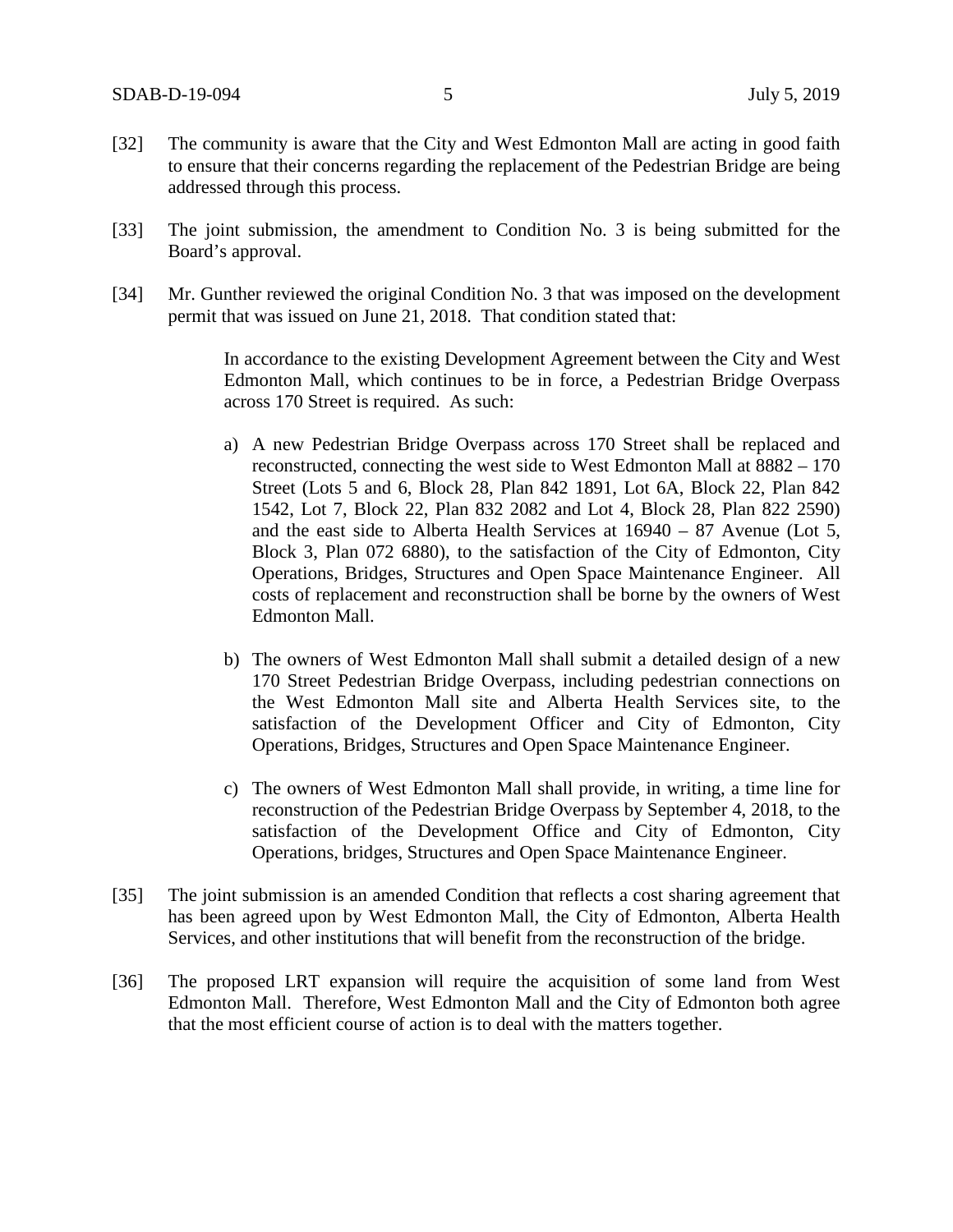[32] The community is aware that the City and West Edmonton Mall are acting in good faith to ensure that their concerns regarding the replacement of the Pedestrian Bridge are being addressed through this process.

[33] The joint submission, the amendment to Condition No. 3 is being submitted for the Board's approval.

[34] Mr. Gunther reviewed the original Condition No. 3 that was imposed on the development permit that was issued on June 21, 2018. That condition stated that:

> In accordance to the existing Development Agreement between the City and West Edmonton Mall, which continues to be in force, a Pedestrian Bridge Overpass across 170 Street is required. As such:
>
> a) A new Pedestrian Bridge Overpass across 170 Street shall be replaced and reconstructed, connecting the west side to West Edmonton Mall at 8882 – 170 Street (Lots 5 and 6, Block 28, Plan 842 1891, Lot 6A, Block 22, Plan 842 1542, Lot 7, Block 22, Plan 832 2082 and Lot 4, Block 28, Plan 822 2590) and the east side to Alberta Health Services at 16940 – 87 Avenue (Lot 5, Block 3, Plan 072 6880), to the satisfaction of the City of Edmonton, City Operations, Bridges, Structures and Open Space Maintenance Engineer. All costs of replacement and reconstruction shall be borne by the owners of West Edmonton Mall.
>
> b) The owners of West Edmonton Mall shall submit a detailed design of a new 170 Street Pedestrian Bridge Overpass, including pedestrian connections on the West Edmonton Mall site and Alberta Health Services site, to the satisfaction of the Development Officer and City of Edmonton, City Operations, Bridges, Structures and Open Space Maintenance Engineer.
>
> c) The owners of West Edmonton Mall shall provide, in writing, a time line for reconstruction of the Pedestrian Bridge Overpass by September 4, 2018, to the satisfaction of the Development Office and City of Edmonton, City Operations, bridges, Structures and Open Space Maintenance Engineer.

[35] The joint submission is an amended Condition that reflects a cost sharing agreement that has been agreed upon by West Edmonton Mall, the City of Edmonton, Alberta Health Services, and other institutions that will benefit from the reconstruction of the bridge.

[36] The proposed LRT expansion will require the acquisition of some land from West Edmonton Mall. Therefore, West Edmonton Mall and the City of Edmonton both agree that the most efficient course of action is to deal with the matters together.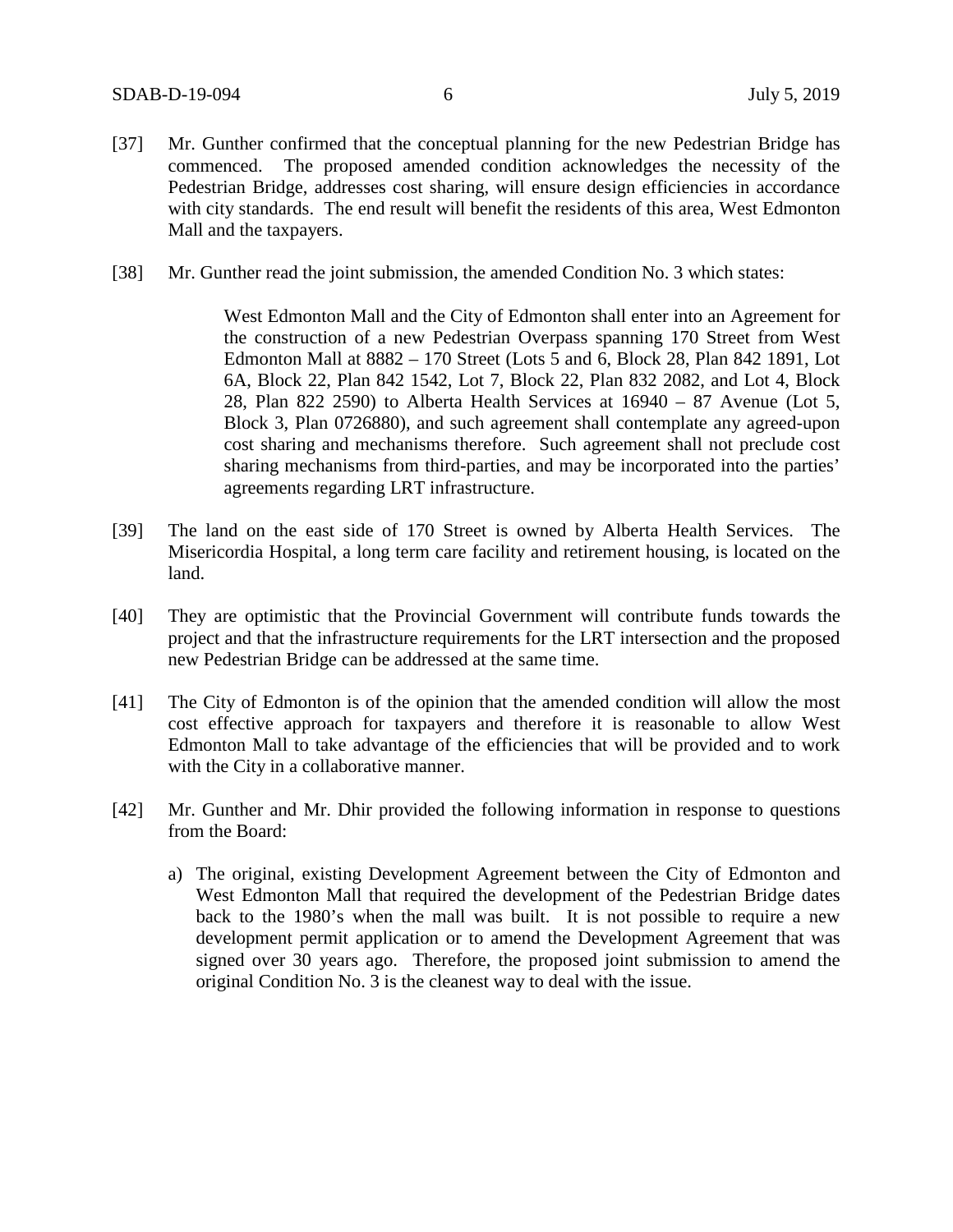[37] Mr. Gunther confirmed that the conceptual planning for the new Pedestrian Bridge has commenced. The proposed amended condition acknowledges the necessity of the Pedestrian Bridge, addresses cost sharing, will ensure design efficiencies in accordance with city standards. The end result will benefit the residents of this area, West Edmonton Mall and the taxpayers.

[38] Mr. Gunther read the joint submission, the amended Condition No. 3 which states:

> West Edmonton Mall and the City of Edmonton shall enter into an Agreement for the construction of a new Pedestrian Overpass spanning 170 Street from West Edmonton Mall at 8882 – 170 Street (Lots 5 and 6, Block 28, Plan 842 1891, Lot 6A, Block 22, Plan 842 1542, Lot 7, Block 22, Plan 832 2082, and Lot 4, Block 28, Plan 822 2590) to Alberta Health Services at 16940 – 87 Avenue (Lot 5, Block 3, Plan 0726880), and such agreement shall contemplate any agreed-upon cost sharing and mechanisms therefore. Such agreement shall not preclude cost sharing mechanisms from third-parties, and may be incorporated into the parties' agreements regarding LRT infrastructure.

[39] The land on the east side of 170 Street is owned by Alberta Health Services. The Misericordia Hospital, a long term care facility and retirement housing, is located on the land.

[40] They are optimistic that the Provincial Government will contribute funds towards the project and that the infrastructure requirements for the LRT intersection and the proposed new Pedestrian Bridge can be addressed at the same time.

[41] The City of Edmonton is of the opinion that the amended condition will allow the most cost effective approach for taxpayers and therefore it is reasonable to allow West Edmonton Mall to take advantage of the efficiencies that will be provided and to work with the City in a collaborative manner.

[42] Mr. Gunther and Mr. Dhir provided the following information in response to questions from the Board:

a) The original, existing Development Agreement between the City of Edmonton and West Edmonton Mall that required the development of the Pedestrian Bridge dates back to the 1980's when the mall was built. It is not possible to require a new development permit application or to amend the Development Agreement that was signed over 30 years ago. Therefore, the proposed joint submission to amend the original Condition No. 3 is the cleanest way to deal with the issue.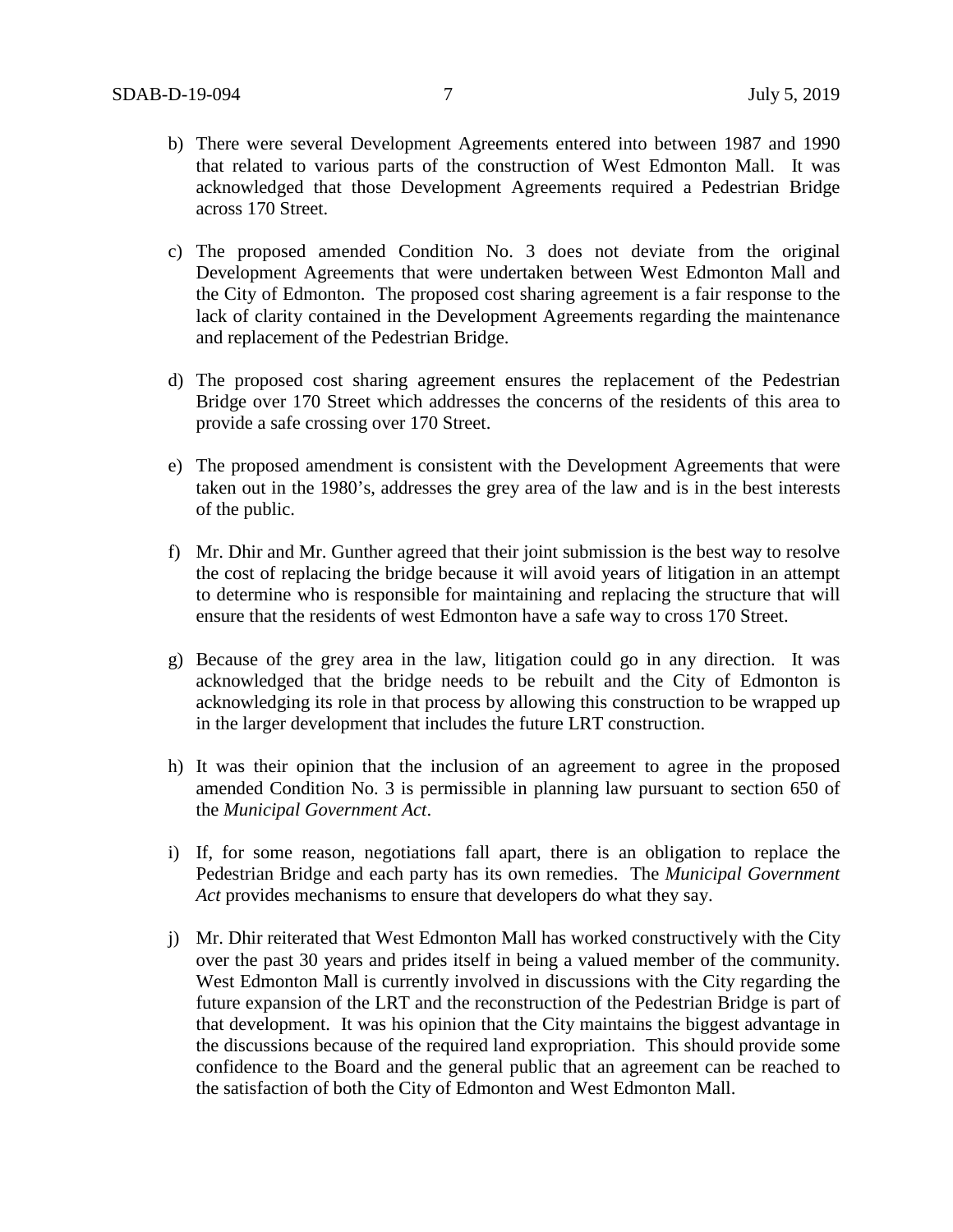b) There were several Development Agreements entered into between 1987 and 1990 that related to various parts of the construction of West Edmonton Mall. It was acknowledged that those Development Agreements required a Pedestrian Bridge across 170 Street.

c) The proposed amended Condition No. 3 does not deviate from the original Development Agreements that were undertaken between West Edmonton Mall and the City of Edmonton. The proposed cost sharing agreement is a fair response to the lack of clarity contained in the Development Agreements regarding the maintenance and replacement of the Pedestrian Bridge.

d) The proposed cost sharing agreement ensures the replacement of the Pedestrian Bridge over 170 Street which addresses the concerns of the residents of this area to provide a safe crossing over 170 Street.

e) The proposed amendment is consistent with the Development Agreements that were taken out in the 1980's, addresses the grey area of the law and is in the best interests of the public.

f) Mr. Dhir and Mr. Gunther agreed that their joint submission is the best way to resolve the cost of replacing the bridge because it will avoid years of litigation in an attempt to determine who is responsible for maintaining and replacing the structure that will ensure that the residents of west Edmonton have a safe way to cross 170 Street.

g) Because of the grey area in the law, litigation could go in any direction. It was acknowledged that the bridge needs to be rebuilt and the City of Edmonton is acknowledging its role in that process by allowing this construction to be wrapped up in the larger development that includes the future LRT construction.

h) It was their opinion that the inclusion of an agreement to agree in the proposed amended Condition No. 3 is permissible in planning law pursuant to section 650 of the *Municipal Government Act*.

i) If, for some reason, negotiations fall apart, there is an obligation to replace the Pedestrian Bridge and each party has its own remedies. The *Municipal Government Act* provides mechanisms to ensure that developers do what they say.

j) Mr. Dhir reiterated that West Edmonton Mall has worked constructively with the City over the past 30 years and prides itself in being a valued member of the community. West Edmonton Mall is currently involved in discussions with the City regarding the future expansion of the LRT and the reconstruction of the Pedestrian Bridge is part of that development. It was his opinion that the City maintains the biggest advantage in the discussions because of the required land expropriation. This should provide some confidence to the Board and the general public that an agreement can be reached to the satisfaction of both the City of Edmonton and West Edmonton Mall.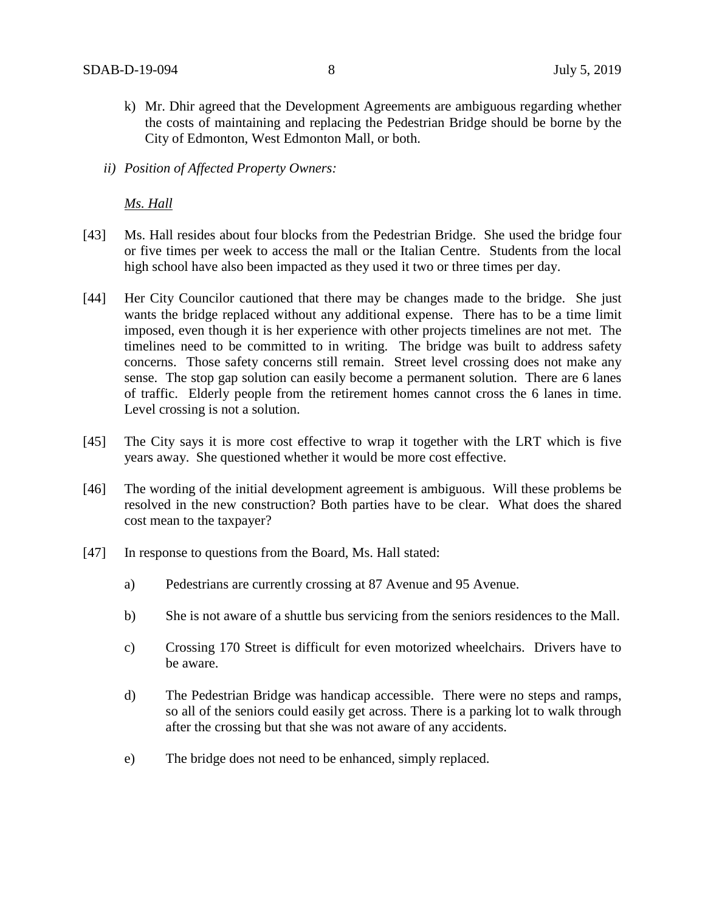k) Mr. Dhir agreed that the Development Agreements are ambiguous regarding whether the costs of maintaining and replacing the Pedestrian Bridge should be borne by the City of Edmonton, West Edmonton Mall, or both.

*ii) Position of Affected Property Owners:*

*Ms. Hall*

[43] Ms. Hall resides about four blocks from the Pedestrian Bridge. She used the bridge four or five times per week to access the mall or the Italian Centre. Students from the local high school have also been impacted as they used it two or three times per day.

[44] Her City Councilor cautioned that there may be changes made to the bridge. She just wants the bridge replaced without any additional expense. There has to be a time limit imposed, even though it is her experience with other projects timelines are not met. The timelines need to be committed to in writing. The bridge was built to address safety concerns. Those safety concerns still remain. Street level crossing does not make any sense. The stop gap solution can easily become a permanent solution. There are 6 lanes of traffic. Elderly people from the retirement homes cannot cross the 6 lanes in time. Level crossing is not a solution.

[45] The City says it is more cost effective to wrap it together with the LRT which is five years away. She questioned whether it would be more cost effective.

[46] The wording of the initial development agreement is ambiguous. Will these problems be resolved in the new construction? Both parties have to be clear. What does the shared cost mean to the taxpayer?

[47] In response to questions from the Board, Ms. Hall stated:

a) Pedestrians are currently crossing at 87 Avenue and 95 Avenue.

b) She is not aware of a shuttle bus servicing from the seniors residences to the Mall.

c) Crossing 170 Street is difficult for even motorized wheelchairs. Drivers have to be aware.

d) The Pedestrian Bridge was handicap accessible. There were no steps and ramps, so all of the seniors could easily get across. There is a parking lot to walk through after the crossing but that she was not aware of any accidents.

e) The bridge does not need to be enhanced, simply replaced.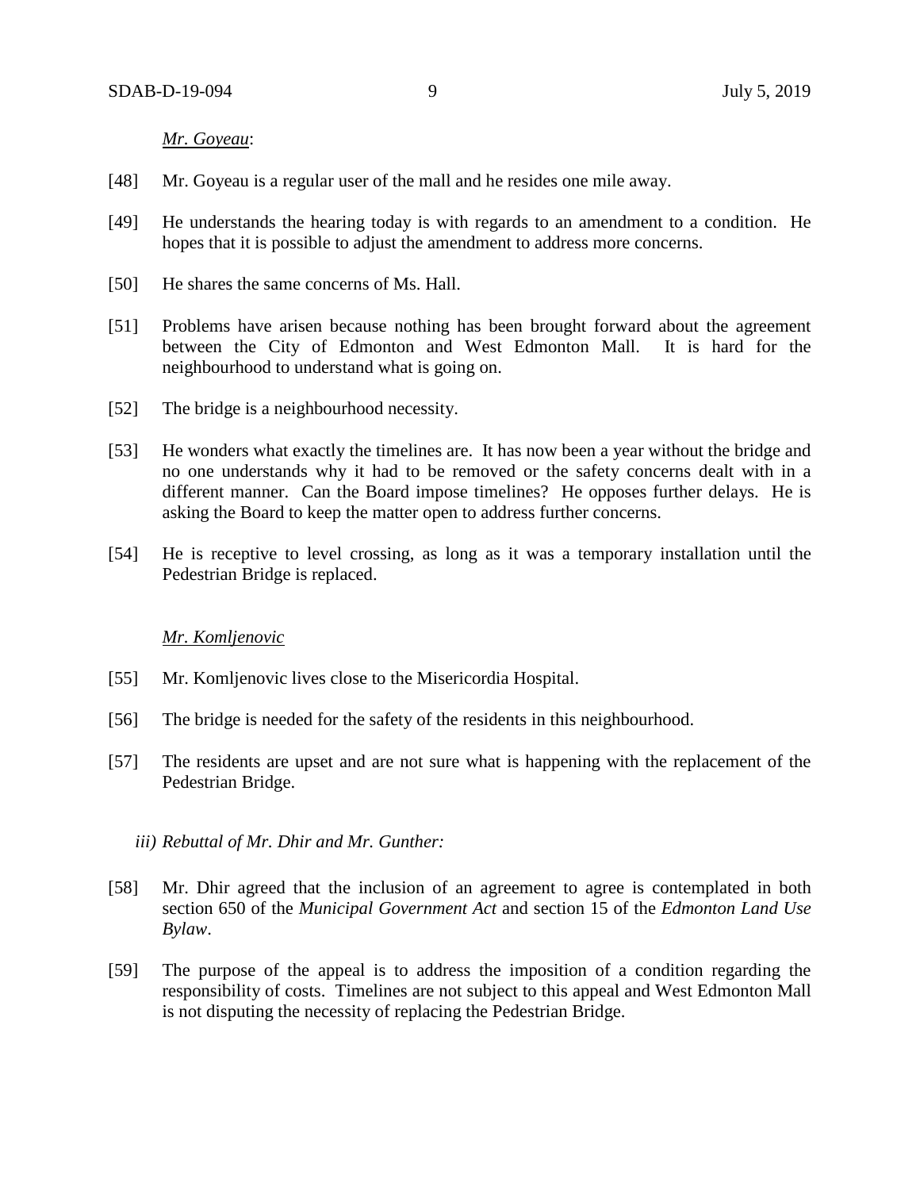*Mr. Goyeau*:

[48] Mr. Goyeau is a regular user of the mall and he resides one mile away.

[49] He understands the hearing today is with regards to an amendment to a condition. He hopes that it is possible to adjust the amendment to address more concerns.

[50] He shares the same concerns of Ms. Hall.

[51] Problems have arisen because nothing has been brought forward about the agreement between the City of Edmonton and West Edmonton Mall. It is hard for the neighbourhood to understand what is going on.

[52] The bridge is a neighbourhood necessity.

[53] He wonders what exactly the timelines are. It has now been a year without the bridge and no one understands why it had to be removed or the safety concerns dealt with in a different manner. Can the Board impose timelines? He opposes further delays. He is asking the Board to keep the matter open to address further concerns.

[54] He is receptive to level crossing, as long as it was a temporary installation until the Pedestrian Bridge is replaced.

*Mr. Komljenovic*

[55] Mr. Komljenovic lives close to the Misericordia Hospital.

[56] The bridge is needed for the safety of the residents in this neighbourhood.

[57] The residents are upset and are not sure what is happening with the replacement of the Pedestrian Bridge.

*iii) Rebuttal of Mr. Dhir and Mr. Gunther:*

[58] Mr. Dhir agreed that the inclusion of an agreement to agree is contemplated in both section 650 of the *Municipal Government Act* and section 15 of the *Edmonton Land Use Bylaw*.

[59] The purpose of the appeal is to address the imposition of a condition regarding the responsibility of costs. Timelines are not subject to this appeal and West Edmonton Mall is not disputing the necessity of replacing the Pedestrian Bridge.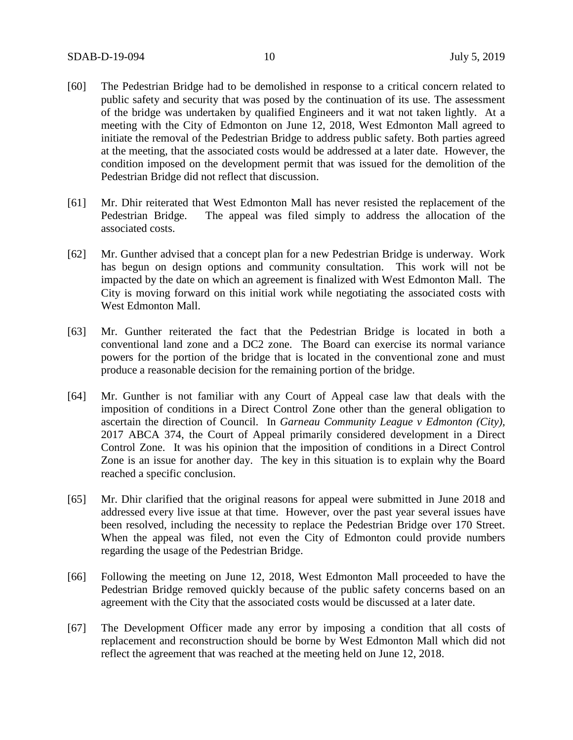[60] The Pedestrian Bridge had to be demolished in response to a critical concern related to public safety and security that was posed by the continuation of its use. The assessment of the bridge was undertaken by qualified Engineers and it wat not taken lightly. At a meeting with the City of Edmonton on June 12, 2018, West Edmonton Mall agreed to initiate the removal of the Pedestrian Bridge to address public safety. Both parties agreed at the meeting, that the associated costs would be addressed at a later date. However, the condition imposed on the development permit that was issued for the demolition of the Pedestrian Bridge did not reflect that discussion.

[61] Mr. Dhir reiterated that West Edmonton Mall has never resisted the replacement of the Pedestrian Bridge. The appeal was filed simply to address the allocation of the associated costs.

[62] Mr. Gunther advised that a concept plan for a new Pedestrian Bridge is underway. Work has begun on design options and community consultation. This work will not be impacted by the date on which an agreement is finalized with West Edmonton Mall. The City is moving forward on this initial work while negotiating the associated costs with West Edmonton Mall.

[63] Mr. Gunther reiterated the fact that the Pedestrian Bridge is located in both a conventional land zone and a DC2 zone. The Board can exercise its normal variance powers for the portion of the bridge that is located in the conventional zone and must produce a reasonable decision for the remaining portion of the bridge.

[64] Mr. Gunther is not familiar with any Court of Appeal case law that deals with the imposition of conditions in a Direct Control Zone other than the general obligation to ascertain the direction of Council. In *Garneau Community League v Edmonton (City)*, 2017 ABCA 374, the Court of Appeal primarily considered development in a Direct Control Zone. It was his opinion that the imposition of conditions in a Direct Control Zone is an issue for another day. The key in this situation is to explain why the Board reached a specific conclusion.

[65] Mr. Dhir clarified that the original reasons for appeal were submitted in June 2018 and addressed every live issue at that time. However, over the past year several issues have been resolved, including the necessity to replace the Pedestrian Bridge over 170 Street. When the appeal was filed, not even the City of Edmonton could provide numbers regarding the usage of the Pedestrian Bridge.

[66] Following the meeting on June 12, 2018, West Edmonton Mall proceeded to have the Pedestrian Bridge removed quickly because of the public safety concerns based on an agreement with the City that the associated costs would be discussed at a later date.

[67] The Development Officer made any error by imposing a condition that all costs of replacement and reconstruction should be borne by West Edmonton Mall which did not reflect the agreement that was reached at the meeting held on June 12, 2018.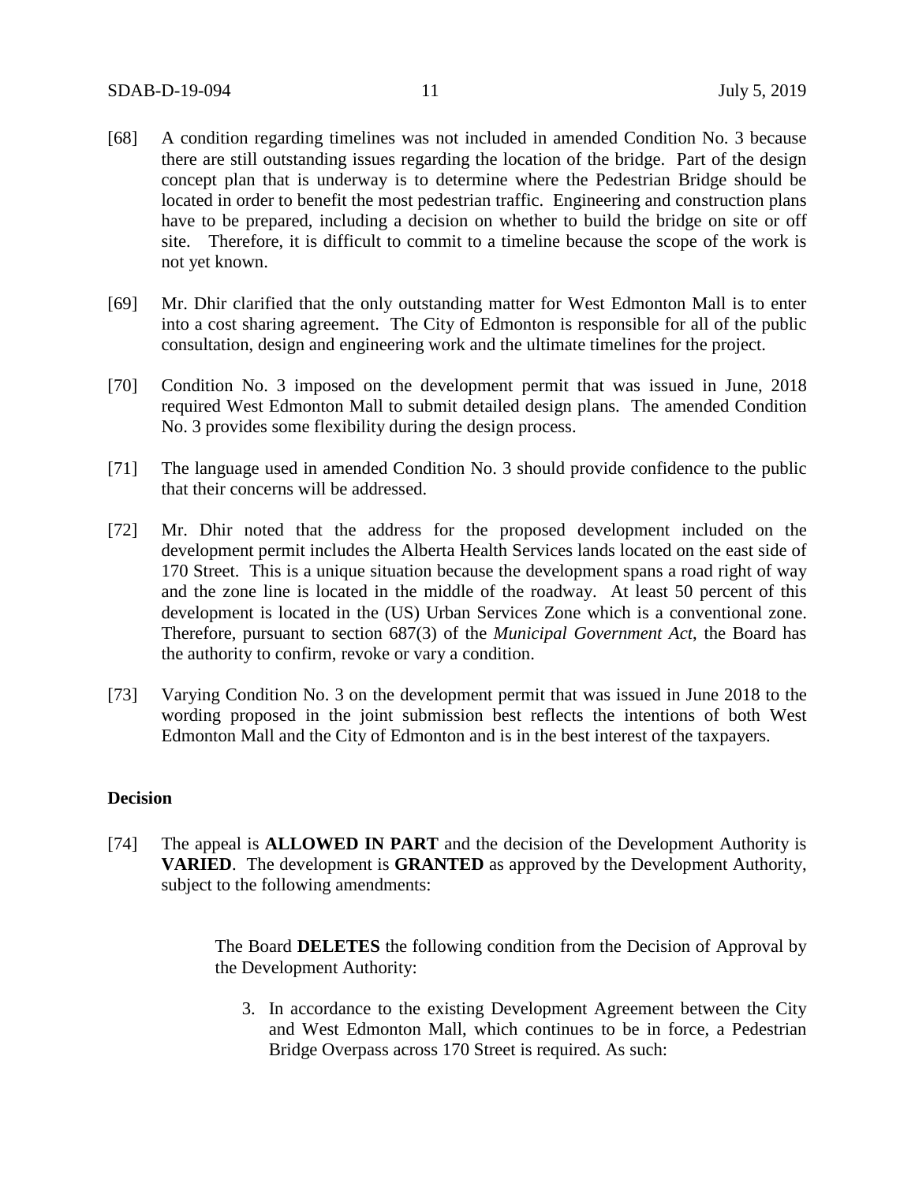[68] A condition regarding timelines was not included in amended Condition No. 3 because there are still outstanding issues regarding the location of the bridge. Part of the design concept plan that is underway is to determine where the Pedestrian Bridge should be located in order to benefit the most pedestrian traffic. Engineering and construction plans have to be prepared, including a decision on whether to build the bridge on site or off site. Therefore, it is difficult to commit to a timeline because the scope of the work is not yet known.

[69] Mr. Dhir clarified that the only outstanding matter for West Edmonton Mall is to enter into a cost sharing agreement. The City of Edmonton is responsible for all of the public consultation, design and engineering work and the ultimate timelines for the project.

[70] Condition No. 3 imposed on the development permit that was issued in June, 2018 required West Edmonton Mall to submit detailed design plans. The amended Condition No. 3 provides some flexibility during the design process.

[71] The language used in amended Condition No. 3 should provide confidence to the public that their concerns will be addressed.

[72] Mr. Dhir noted that the address for the proposed development included on the development permit includes the Alberta Health Services lands located on the east side of 170 Street. This is a unique situation because the development spans a road right of way and the zone line is located in the middle of the roadway. At least 50 percent of this development is located in the (US) Urban Services Zone which is a conventional zone. Therefore, pursuant to section 687(3) of the *Municipal Government Act*, the Board has the authority to confirm, revoke or vary a condition.

[73] Varying Condition No. 3 on the development permit that was issued in June 2018 to the wording proposed in the joint submission best reflects the intentions of both West Edmonton Mall and the City of Edmonton and is in the best interest of the taxpayers.

## Decision

[74] The appeal is **ALLOWED IN PART** and the decision of the Development Authority is **VARIED**. The development is **GRANTED** as approved by the Development Authority, subject to the following amendments:

> The Board **DELETES** the following condition from the Decision of Approval by the Development Authority:
>
> 3. In accordance to the existing Development Agreement between the City and West Edmonton Mall, which continues to be in force, a Pedestrian Bridge Overpass across 170 Street is required. As such: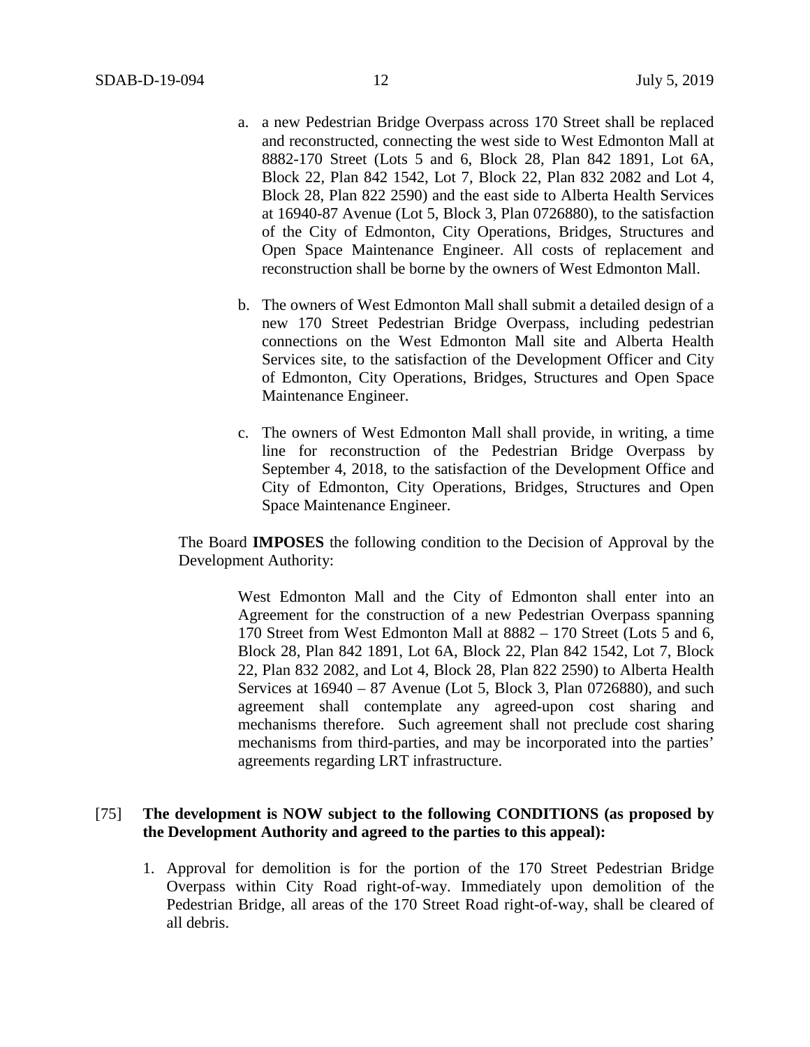a. a new Pedestrian Bridge Overpass across 170 Street shall be replaced and reconstructed, connecting the west side to West Edmonton Mall at 8882-170 Street (Lots 5 and 6, Block 28, Plan 842 1891, Lot 6A, Block 22, Plan 842 1542, Lot 7, Block 22, Plan 832 2082 and Lot 4, Block 28, Plan 822 2590) and the east side to Alberta Health Services at 16940-87 Avenue (Lot 5, Block 3, Plan 0726880), to the satisfaction of the City of Edmonton, City Operations, Bridges, Structures and Open Space Maintenance Engineer. All costs of replacement and reconstruction shall be borne by the owners of West Edmonton Mall.

b. The owners of West Edmonton Mall shall submit a detailed design of a new 170 Street Pedestrian Bridge Overpass, including pedestrian connections on the West Edmonton Mall site and Alberta Health Services site, to the satisfaction of the Development Officer and City of Edmonton, City Operations, Bridges, Structures and Open Space Maintenance Engineer.

c. The owners of West Edmonton Mall shall provide, in writing, a time line for reconstruction of the Pedestrian Bridge Overpass by September 4, 2018, to the satisfaction of the Development Office and City of Edmonton, City Operations, Bridges, Structures and Open Space Maintenance Engineer.

The Board **IMPOSES** the following condition to the Decision of Approval by the Development Authority:

> West Edmonton Mall and the City of Edmonton shall enter into an Agreement for the construction of a new Pedestrian Overpass spanning 170 Street from West Edmonton Mall at 8882 – 170 Street (Lots 5 and 6, Block 28, Plan 842 1891, Lot 6A, Block 22, Plan 842 1542, Lot 7, Block 22, Plan 832 2082, and Lot 4, Block 28, Plan 822 2590) to Alberta Health Services at 16940 – 87 Avenue (Lot 5, Block 3, Plan 0726880), and such agreement shall contemplate any agreed-upon cost sharing and mechanisms therefore. Such agreement shall not preclude cost sharing mechanisms from third-parties, and may be incorporated into the parties' agreements regarding LRT infrastructure.

[75] **The development is NOW subject to the following CONDITIONS (as proposed by the Development Authority and agreed to the parties to this appeal):**

1. Approval for demolition is for the portion of the 170 Street Pedestrian Bridge Overpass within City Road right-of-way. Immediately upon demolition of the Pedestrian Bridge, all areas of the 170 Street Road right-of-way, shall be cleared of all debris.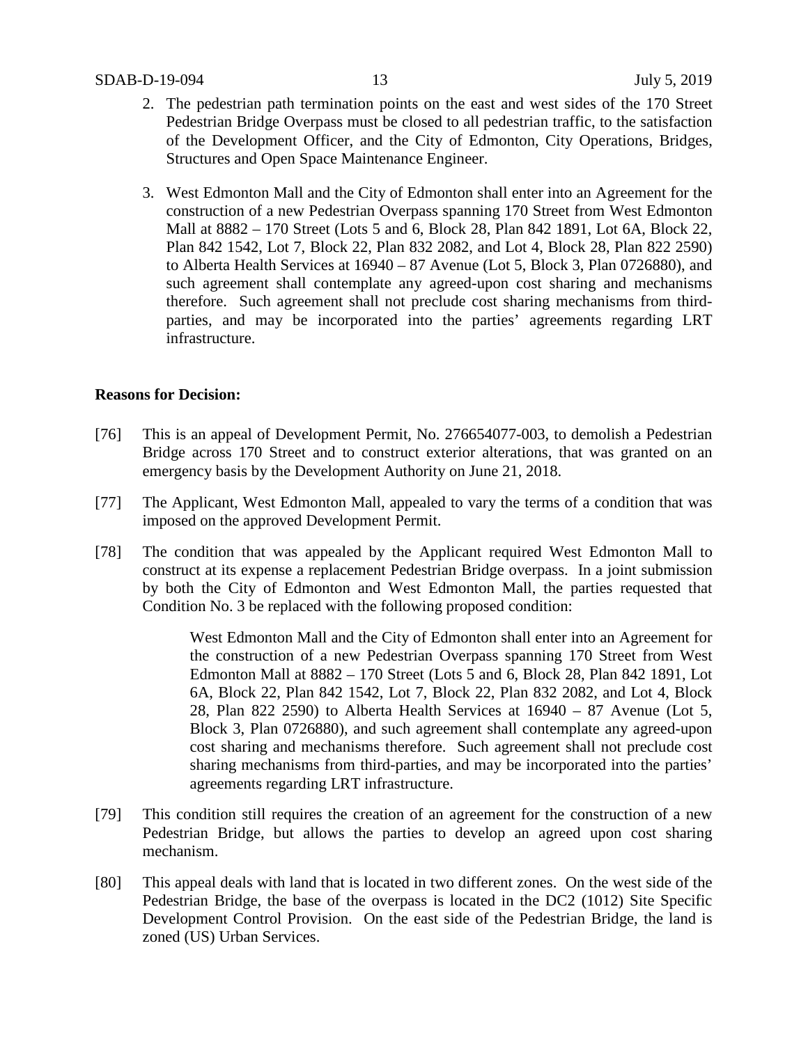2. The pedestrian path termination points on the east and west sides of the 170 Street Pedestrian Bridge Overpass must be closed to all pedestrian traffic, to the satisfaction of the Development Officer, and the City of Edmonton, City Operations, Bridges, Structures and Open Space Maintenance Engineer.

3. West Edmonton Mall and the City of Edmonton shall enter into an Agreement for the construction of a new Pedestrian Overpass spanning 170 Street from West Edmonton Mall at 8882 – 170 Street (Lots 5 and 6, Block 28, Plan 842 1891, Lot 6A, Block 22, Plan 842 1542, Lot 7, Block 22, Plan 832 2082, and Lot 4, Block 28, Plan 822 2590) to Alberta Health Services at 16940 – 87 Avenue (Lot 5, Block 3, Plan 0726880), and such agreement shall contemplate any agreed-upon cost sharing and mechanisms therefore. Such agreement shall not preclude cost sharing mechanisms from third-parties, and may be incorporated into the parties' agreements regarding LRT infrastructure.

**Reasons for Decision:**

[76] This is an appeal of Development Permit, No. 276654077-003, to demolish a Pedestrian Bridge across 170 Street and to construct exterior alterations, that was granted on an emergency basis by the Development Authority on June 21, 2018.

[77] The Applicant, West Edmonton Mall, appealed to vary the terms of a condition that was imposed on the approved Development Permit.

[78] The condition that was appealed by the Applicant required West Edmonton Mall to construct at its expense a replacement Pedestrian Bridge overpass. In a joint submission by both the City of Edmonton and West Edmonton Mall, the parties requested that Condition No. 3 be replaced with the following proposed condition:

> West Edmonton Mall and the City of Edmonton shall enter into an Agreement for the construction of a new Pedestrian Overpass spanning 170 Street from West Edmonton Mall at 8882 – 170 Street (Lots 5 and 6, Block 28, Plan 842 1891, Lot 6A, Block 22, Plan 842 1542, Lot 7, Block 22, Plan 832 2082, and Lot 4, Block 28, Plan 822 2590) to Alberta Health Services at 16940 – 87 Avenue (Lot 5, Block 3, Plan 0726880), and such agreement shall contemplate any agreed-upon cost sharing and mechanisms therefore. Such agreement shall not preclude cost sharing mechanisms from third-parties, and may be incorporated into the parties' agreements regarding LRT infrastructure.

[79] This condition still requires the creation of an agreement for the construction of a new Pedestrian Bridge, but allows the parties to develop an agreed upon cost sharing mechanism.

[80] This appeal deals with land that is located in two different zones. On the west side of the Pedestrian Bridge, the base of the overpass is located in the DC2 (1012) Site Specific Development Control Provision. On the east side of the Pedestrian Bridge, the land is zoned (US) Urban Services.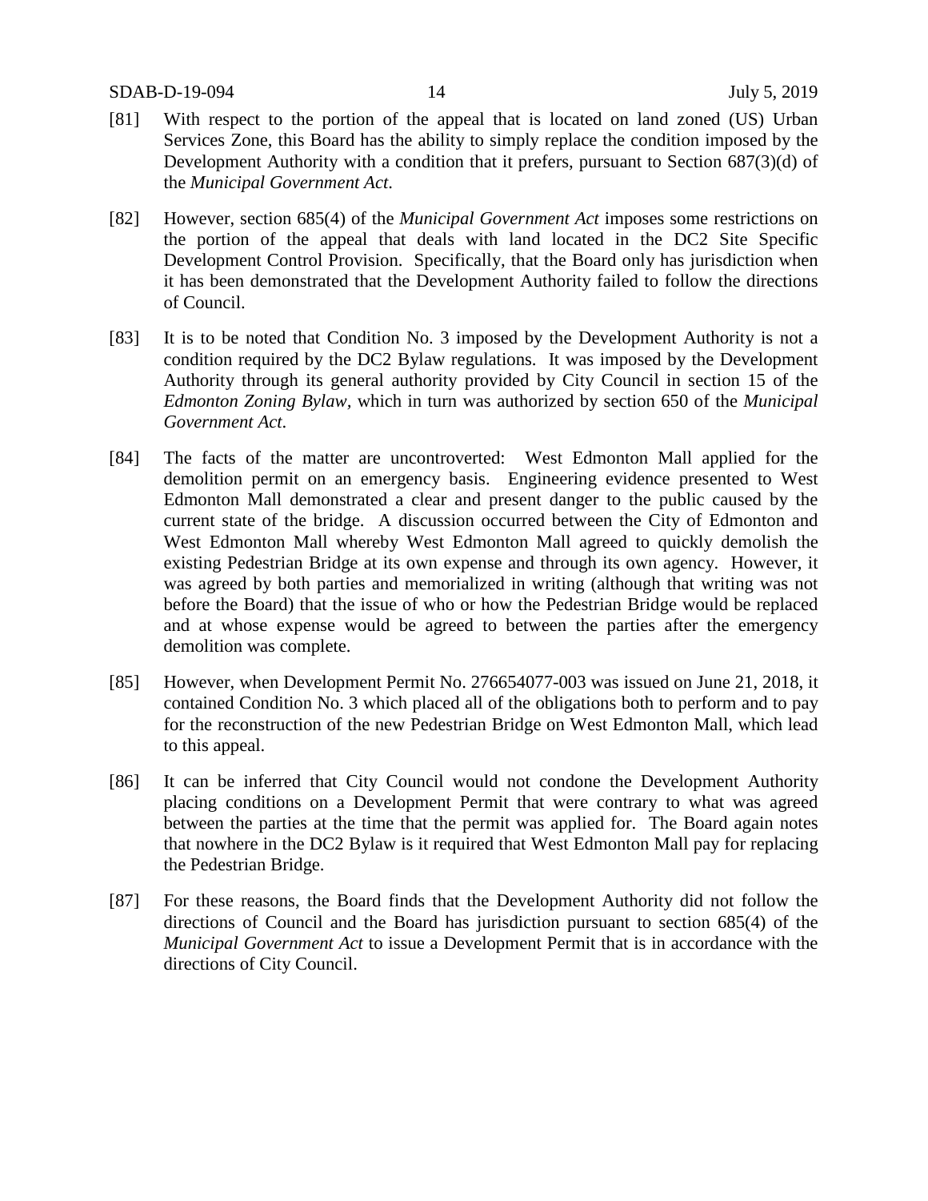[81] With respect to the portion of the appeal that is located on land zoned (US) Urban Services Zone, this Board has the ability to simply replace the condition imposed by the Development Authority with a condition that it prefers, pursuant to Section 687(3)(d) of the *Municipal Government Act*.

[82] However, section 685(4) of the *Municipal Government Act* imposes some restrictions on the portion of the appeal that deals with land located in the DC2 Site Specific Development Control Provision. Specifically, that the Board only has jurisdiction when it has been demonstrated that the Development Authority failed to follow the directions of Council.

[83] It is to be noted that Condition No. 3 imposed by the Development Authority is not a condition required by the DC2 Bylaw regulations. It was imposed by the Development Authority through its general authority provided by City Council in section 15 of the *Edmonton Zoning Bylaw*, which in turn was authorized by section 650 of the *Municipal Government Act*.

[84] The facts of the matter are uncontroverted: West Edmonton Mall applied for the demolition permit on an emergency basis. Engineering evidence presented to West Edmonton Mall demonstrated a clear and present danger to the public caused by the current state of the bridge. A discussion occurred between the City of Edmonton and West Edmonton Mall whereby West Edmonton Mall agreed to quickly demolish the existing Pedestrian Bridge at its own expense and through its own agency. However, it was agreed by both parties and memorialized in writing (although that writing was not before the Board) that the issue of who or how the Pedestrian Bridge would be replaced and at whose expense would be agreed to between the parties after the emergency demolition was complete.

[85] However, when Development Permit No. 276654077-003 was issued on June 21, 2018, it contained Condition No. 3 which placed all of the obligations both to perform and to pay for the reconstruction of the new Pedestrian Bridge on West Edmonton Mall, which lead to this appeal.

[86] It can be inferred that City Council would not condone the Development Authority placing conditions on a Development Permit that were contrary to what was agreed between the parties at the time that the permit was applied for. The Board again notes that nowhere in the DC2 Bylaw is it required that West Edmonton Mall pay for replacing the Pedestrian Bridge.

[87] For these reasons, the Board finds that the Development Authority did not follow the directions of Council and the Board has jurisdiction pursuant to section 685(4) of the *Municipal Government Act* to issue a Development Permit that is in accordance with the directions of City Council.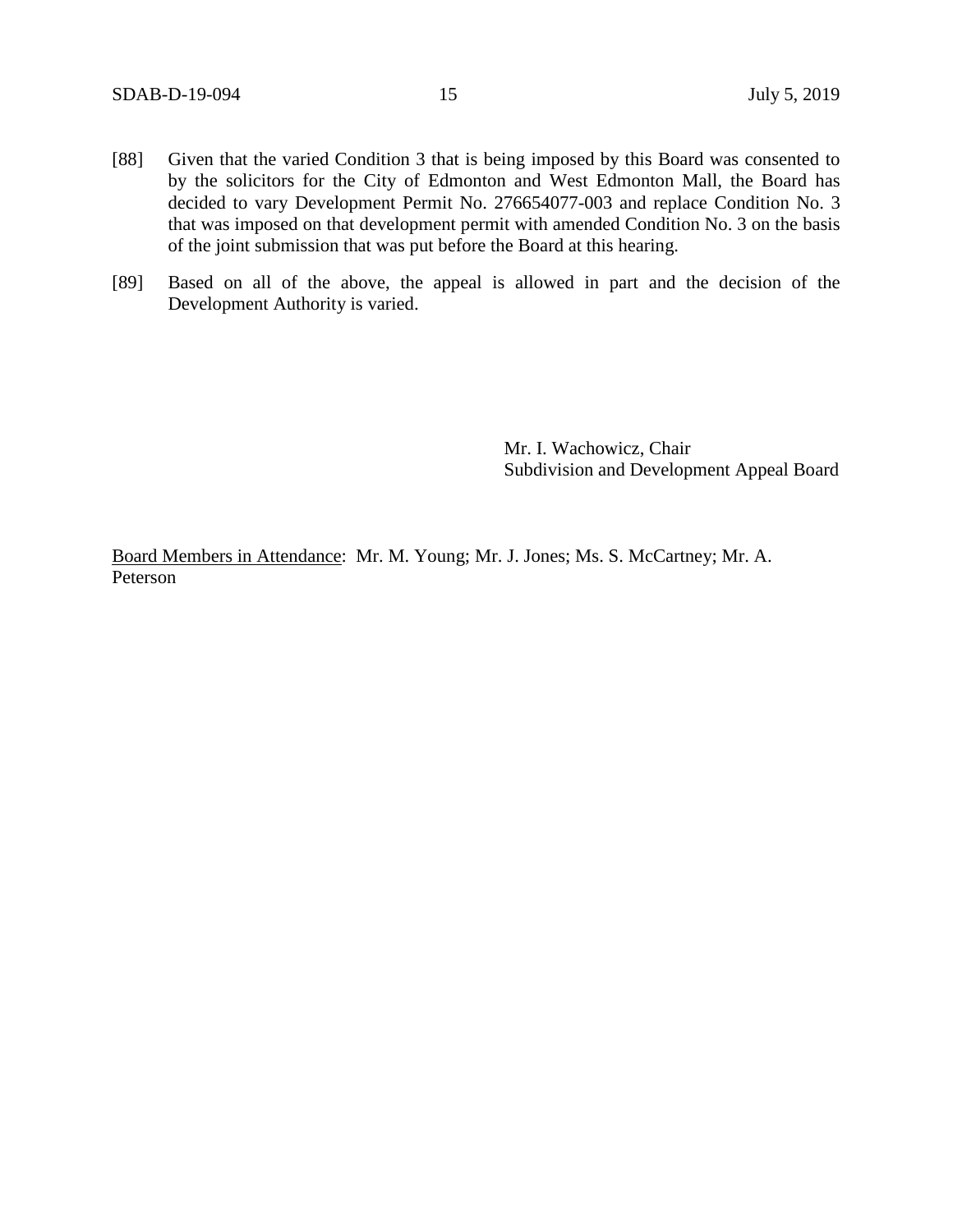[88] Given that the varied Condition 3 that is being imposed by this Board was consented to by the solicitors for the City of Edmonton and West Edmonton Mall, the Board has decided to vary Development Permit No. 276654077-003 and replace Condition No. 3 that was imposed on that development permit with amended Condition No. 3 on the basis of the joint submission that was put before the Board at this hearing.

[89] Based on all of the above, the appeal is allowed in part and the decision of the Development Authority is varied.

Mr. I. Wachowicz, Chair
Subdivision and Development Appeal Board

<u>Board Members in Attendance</u>: Mr. M. Young; Mr. J. Jones; Ms. S. McCartney; Mr. A. Peterson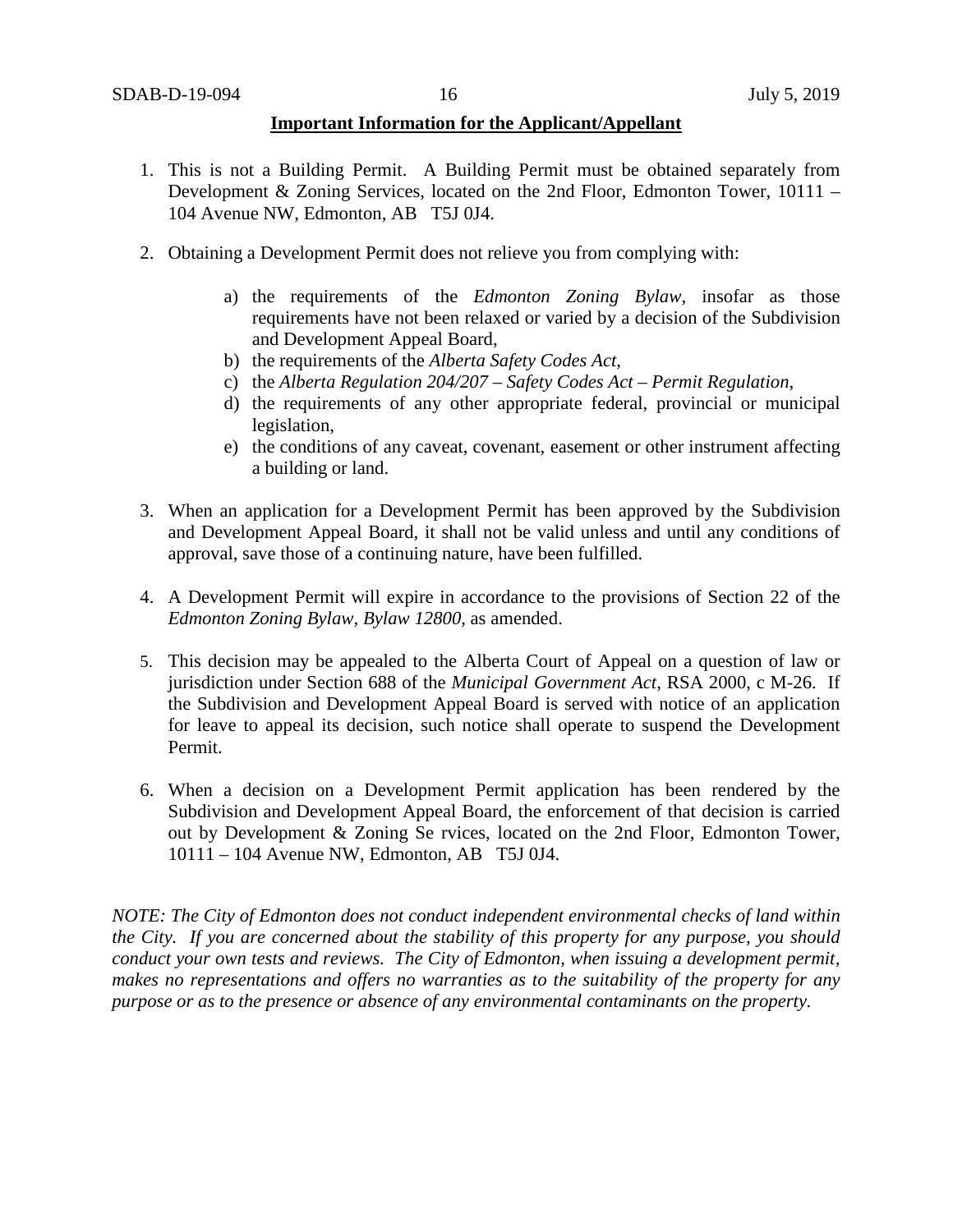**Important Information for the Applicant/Appellant**

1. This is not a Building Permit. A Building Permit must be obtained separately from Development & Zoning Services, located on the 2nd Floor, Edmonton Tower, 10111 – 104 Avenue NW, Edmonton, AB T5J 0J4.

2. Obtaining a Development Permit does not relieve you from complying with:

    a) the requirements of the *Edmonton Zoning Bylaw*, insofar as those requirements have not been relaxed or varied by a decision of the Subdivision and Development Appeal Board,
    b) the requirements of the *Alberta Safety Codes Act*,
    c) the *Alberta Regulation 204/207 – Safety Codes Act – Permit Regulation*,
    d) the requirements of any other appropriate federal, provincial or municipal legislation,
    e) the conditions of any caveat, covenant, easement or other instrument affecting a building or land.

3. When an application for a Development Permit has been approved by the Subdivision and Development Appeal Board, it shall not be valid unless and until any conditions of approval, save those of a continuing nature, have been fulfilled.

4. A Development Permit will expire in accordance to the provisions of Section 22 of the *Edmonton Zoning Bylaw, Bylaw 12800*, as amended.

5. This decision may be appealed to the Alberta Court of Appeal on a question of law or jurisdiction under Section 688 of the *Municipal Government Act*, RSA 2000, c M-26. If the Subdivision and Development Appeal Board is served with notice of an application for leave to appeal its decision, such notice shall operate to suspend the Development Permit.

6. When a decision on a Development Permit application has been rendered by the Subdivision and Development Appeal Board, the enforcement of that decision is carried out by Development & Zoning Se rvices, located on the 2nd Floor, Edmonton Tower, 10111 – 104 Avenue NW, Edmonton, AB T5J 0J4.

*NOTE: The City of Edmonton does not conduct independent environmental checks of land within the City. If you are concerned about the stability of this property for any purpose, you should conduct your own tests and reviews. The City of Edmonton, when issuing a development permit, makes no representations and offers no warranties as to the suitability of the property for any purpose or as to the presence or absence of any environmental contaminants on the property.*